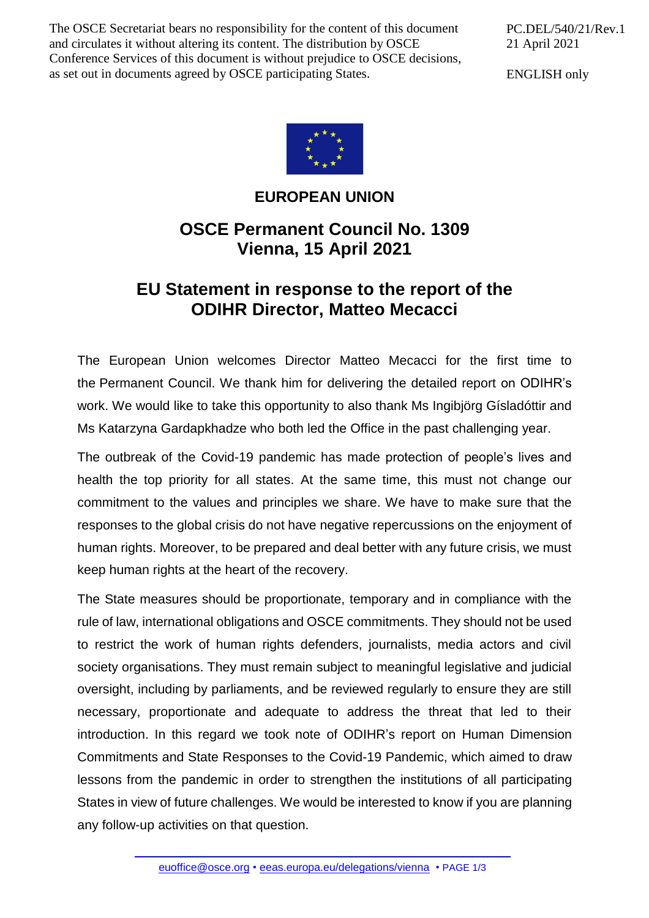The OSCE Secretariat bears no responsibility for the content of this document and circulates it without altering its content. The distribution by OSCE Conference Services of this document is without prejudice to OSCE decisions, as set out in documents agreed by OSCE participating States.

PC.DEL/540/21/Rev.1
21 April 2021

ENGLISH only

**EUROPEAN UNION**

# OSCE Permanent Council No. 1309
# Vienna, 15 April 2021

## EU Statement in response to the report of the ODIHR Director, Matteo Mecacci

The European Union welcomes Director Matteo Mecacci for the first time to the Permanent Council. We thank him for delivering the detailed report on ODIHR's work. We would like to take this opportunity to also thank Ms Ingibjörg Gísladóttir and Ms Katarzyna Gardapkhadze who both led the Office in the past challenging year.

The outbreak of the Covid-19 pandemic has made protection of people's lives and health the top priority for all states. At the same time, this must not change our commitment to the values and principles we share. We have to make sure that the responses to the global crisis do not have negative repercussions on the enjoyment of human rights. Moreover, to be prepared and deal better with any future crisis, we must keep human rights at the heart of the recovery.

The State measures should be proportionate, temporary and in compliance with the rule of law, international obligations and OSCE commitments. They should not be used to restrict the work of human rights defenders, journalists, media actors and civil society organisations. They must remain subject to meaningful legislative and judicial oversight, including by parliaments, and be reviewed regularly to ensure they are still necessary, proportionate and adequate to address the threat that led to their introduction. In this regard we took note of ODIHR's report on Human Dimension Commitments and State Responses to the Covid-19 Pandemic, which aimed to draw lessons from the pandemic in order to strengthen the institutions of all participating States in view of future challenges. We would be interested to know if you are planning any follow-up activities on that question.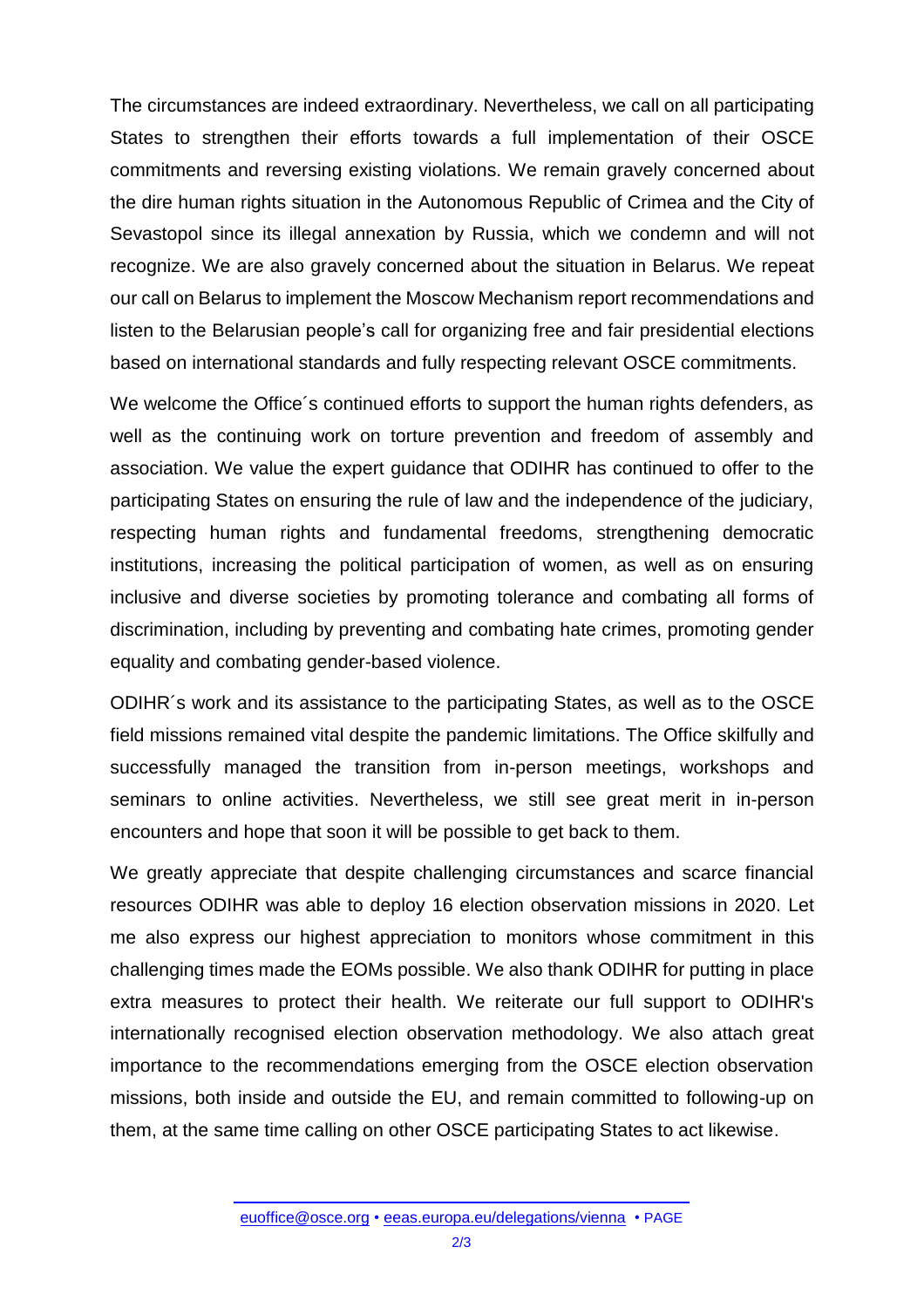The circumstances are indeed extraordinary. Nevertheless, we call on all participating States to strengthen their efforts towards a full implementation of their OSCE commitments and reversing existing violations. We remain gravely concerned about the dire human rights situation in the Autonomous Republic of Crimea and the City of Sevastopol since its illegal annexation by Russia, which we condemn and will not recognize. We are also gravely concerned about the situation in Belarus. We repeat our call on Belarus to implement the Moscow Mechanism report recommendations and listen to the Belarusian people's call for organizing free and fair presidential elections based on international standards and fully respecting relevant OSCE commitments.

We welcome the Office´s continued efforts to support the human rights defenders, as well as the continuing work on torture prevention and freedom of assembly and association. We value the expert guidance that ODIHR has continued to offer to the participating States on ensuring the rule of law and the independence of the judiciary, respecting human rights and fundamental freedoms, strengthening democratic institutions, increasing the political participation of women, as well as on ensuring inclusive and diverse societies by promoting tolerance and combating all forms of discrimination, including by preventing and combating hate crimes, promoting gender equality and combating gender-based violence.

ODIHR´s work and its assistance to the participating States, as well as to the OSCE field missions remained vital despite the pandemic limitations. The Office skilfully and successfully managed the transition from in-person meetings, workshops and seminars to online activities. Nevertheless, we still see great merit in in-person encounters and hope that soon it will be possible to get back to them.

We greatly appreciate that despite challenging circumstances and scarce financial resources ODIHR was able to deploy 16 election observation missions in 2020. Let me also express our highest appreciation to monitors whose commitment in this challenging times made the EOMs possible. We also thank ODIHR for putting in place extra measures to protect their health. We reiterate our full support to ODIHR's internationally recognised election observation methodology. We also attach great importance to the recommendations emerging from the OSCE election observation missions, both inside and outside the EU, and remain committed to following-up on them, at the same time calling on other OSCE participating States to act likewise.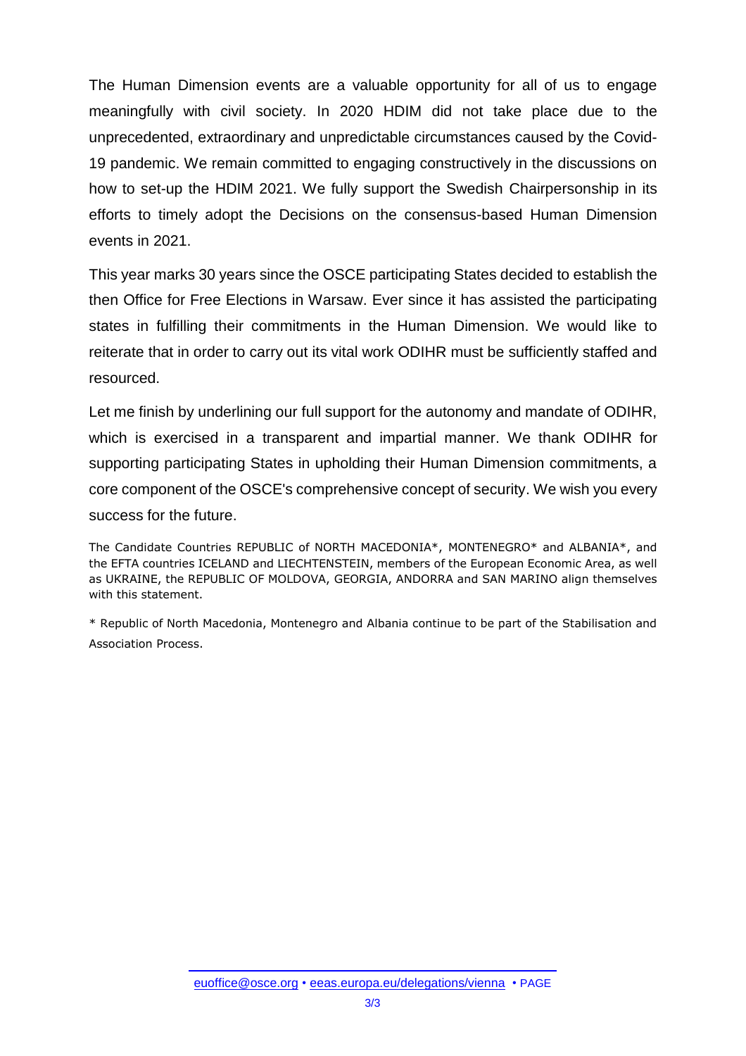The Human Dimension events are a valuable opportunity for all of us to engage meaningfully with civil society. In 2020 HDIM did not take place due to the unprecedented, extraordinary and unpredictable circumstances caused by the Covid-19 pandemic. We remain committed to engaging constructively in the discussions on how to set-up the HDIM 2021. We fully support the Swedish Chairpersonship in its efforts to timely adopt the Decisions on the consensus-based Human Dimension events in 2021.

This year marks 30 years since the OSCE participating States decided to establish the then Office for Free Elections in Warsaw. Ever since it has assisted the participating states in fulfilling their commitments in the Human Dimension. We would like to reiterate that in order to carry out its vital work ODIHR must be sufficiently staffed and resourced.

Let me finish by underlining our full support for the autonomy and mandate of ODIHR, which is exercised in a transparent and impartial manner. We thank ODIHR for supporting participating States in upholding their Human Dimension commitments, a core component of the OSCE's comprehensive concept of security. We wish you every success for the future.

The Candidate Countries REPUBLIC of NORTH MACEDONIA*, MONTENEGRO* and ALBANIA*, and the EFTA countries ICELAND and LIECHTENSTEIN, members of the European Economic Area, as well as UKRAINE, the REPUBLIC OF MOLDOVA, GEORGIA, ANDORRA and SAN MARINO align themselves with this statement.

* Republic of North Macedonia, Montenegro and Albania continue to be part of the Stabilisation and Association Process.